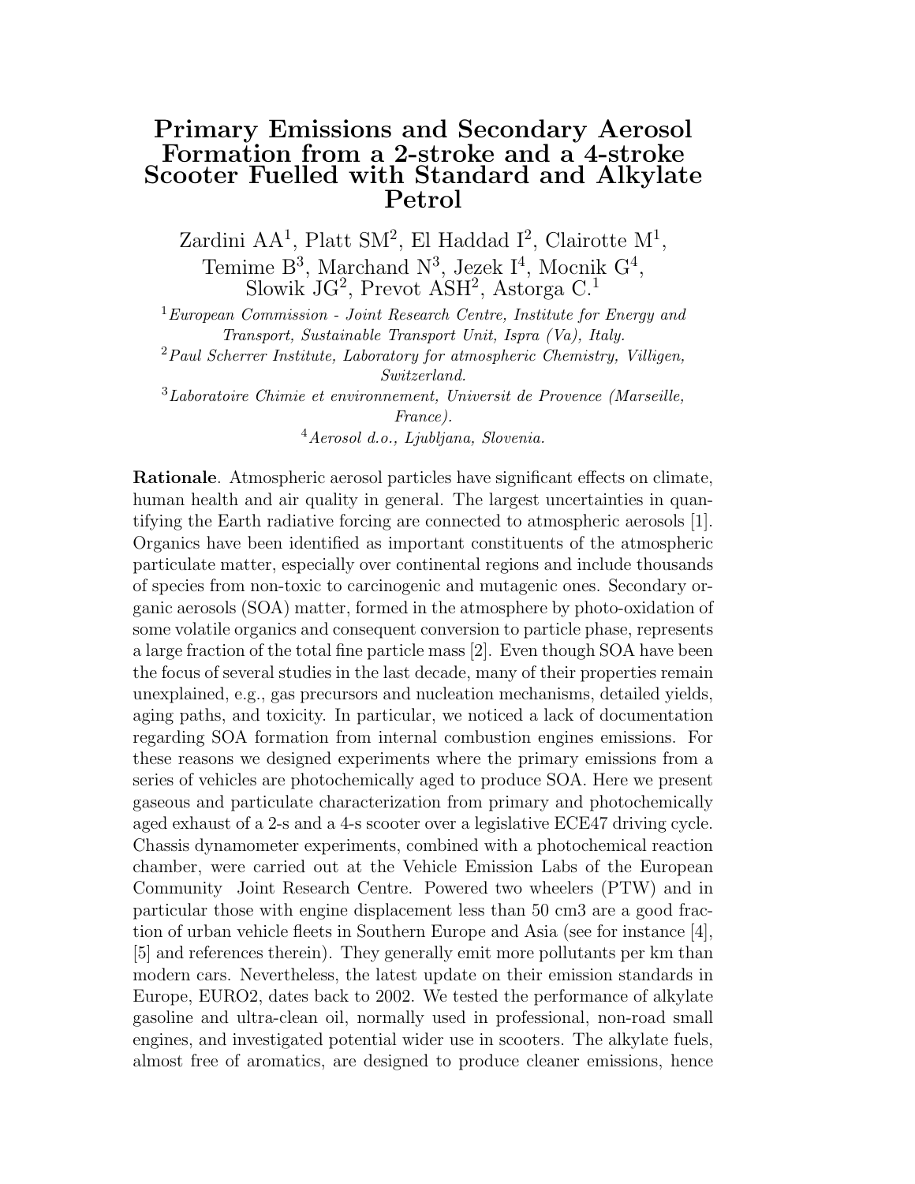# Primary Emissions and Secondary Aerosol Formation from a 2-stroke and a 4-stroke Scooter Fuelled with Standard and Alkylate Petrol

Zardini AA[1], Platt SM[2], El Haddad I[2], Clairotte M[1], Temime B[3], Marchand N[3], Jezek I[4], Mocnik G[4], Slowik JG[2], Prevot ASH[2], Astorga C.[1]

[1] *European Commission - Joint Research Centre, Institute for Energy and Transport, Sustainable Transport Unit, Ispra (Va), Italy.*

[2] *Paul Scherrer Institute, Laboratory for atmospheric Chemistry, Villigen, Switzerland.*

[3] *Laboratoire Chimie et environnement, Universit de Provence (Marseille, France).*

[4] *Aerosol d.o., Ljubljana, Slovenia.*

**Rationale**. Atmospheric aerosol particles have significant effects on climate, human health and air quality in general. The largest uncertainties in quantifying the Earth radiative forcing are connected to atmospheric aerosols [1]. Organics have been identified as important constituents of the atmospheric particulate matter, especially over continental regions and include thousands of species from non-toxic to carcinogenic and mutagenic ones. Secondary organic aerosols (SOA) matter, formed in the atmosphere by photo-oxidation of some volatile organics and consequent conversion to particle phase, represents a large fraction of the total fine particle mass [2]. Even though SOA have been the focus of several studies in the last decade, many of their properties remain unexplained, e.g., gas precursors and nucleation mechanisms, detailed yields, aging paths, and toxicity. In particular, we noticed a lack of documentation regarding SOA formation from internal combustion engines emissions. For these reasons we designed experiments where the primary emissions from a series of vehicles are photochemically aged to produce SOA. Here we present gaseous and particulate characterization from primary and photochemically aged exhaust of a 2-s and a 4-s scooter over a legislative ECE47 driving cycle. Chassis dynamometer experiments, combined with a photochemical reaction chamber, were carried out at the Vehicle Emission Labs of the European Community Joint Research Centre. Powered two wheelers (PTW) and in particular those with engine displacement less than 50 cm3 are a good fraction of urban vehicle fleets in Southern Europe and Asia (see for instance [4], [5] and references therein). They generally emit more pollutants per km than modern cars. Nevertheless, the latest update on their emission standards in Europe, EURO2, dates back to 2002. We tested the performance of alkylate gasoline and ultra-clean oil, normally used in professional, non-road small engines, and investigated potential wider use in scooters. The alkylate fuels, almost free of aromatics, are designed to produce cleaner emissions, hence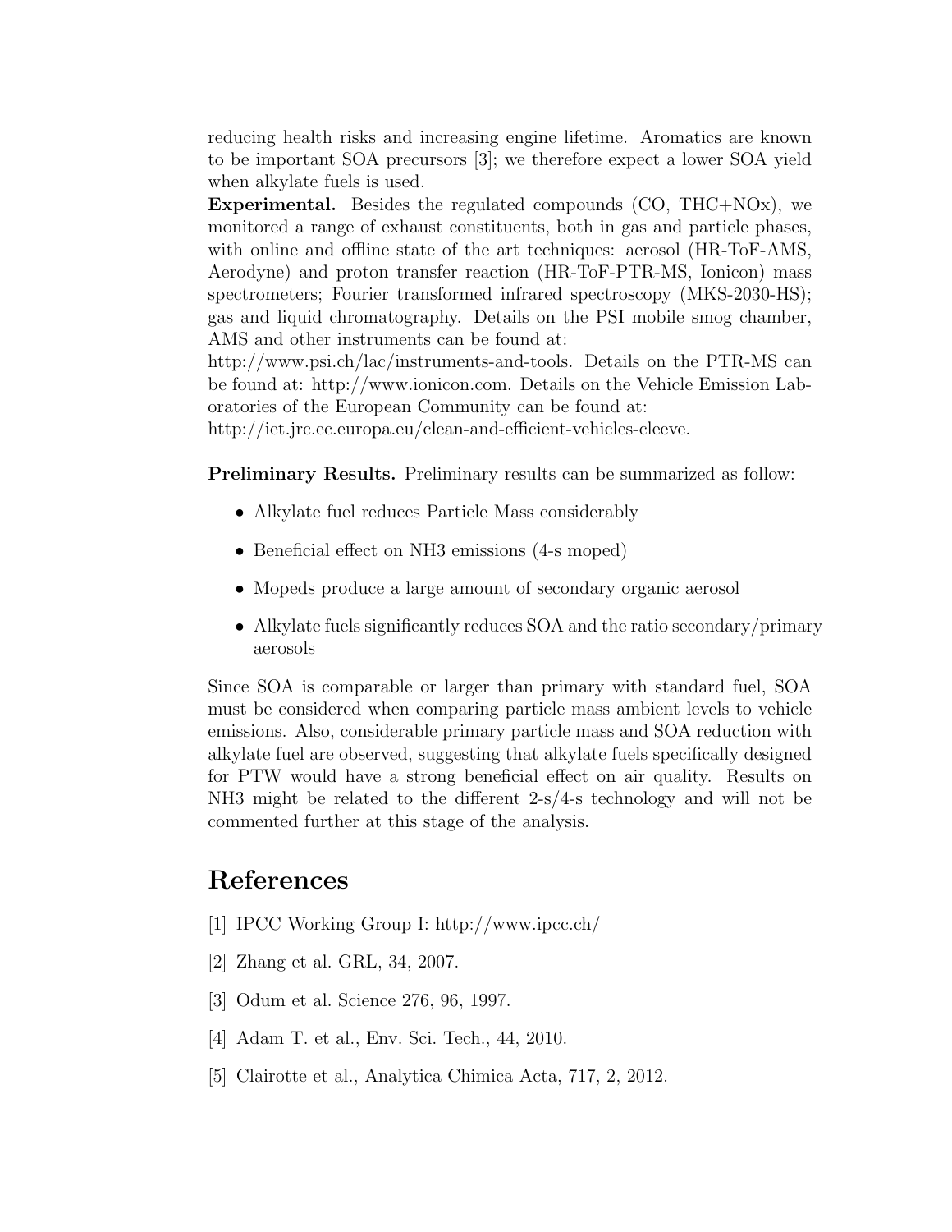reducing health risks and increasing engine lifetime. Aromatics are known to be important SOA precursors [3]; we therefore expect a lower SOA yield when alkylate fuels is used.

**Experimental.** Besides the regulated compounds (CO, THC+NOx), we monitored a range of exhaust constituents, both in gas and particle phases, with online and offline state of the art techniques: aerosol (HR-ToF-AMS, Aerodyne) and proton transfer reaction (HR-ToF-PTR-MS, Ionicon) mass spectrometers; Fourier transformed infrared spectroscopy (MKS-2030-HS); gas and liquid chromatography. Details on the PSI mobile smog chamber, AMS and other instruments can be found at:
http://www.psi.ch/lac/instruments-and-tools. Details on the PTR-MS can be found at: http://www.ionicon.com. Details on the Vehicle Emission Laboratories of the European Community can be found at:
http://iet.jrc.ec.europa.eu/clean-and-efficient-vehicles-cleeve.

**Preliminary Results.** Preliminary results can be summarized as follow:

- Alkylate fuel reduces Particle Mass considerably
- Beneficial effect on NH3 emissions (4-s moped)
- Mopeds produce a large amount of secondary organic aerosol
- Alkylate fuels significantly reduces SOA and the ratio secondary/primary aerosols

Since SOA is comparable or larger than primary with standard fuel, SOA must be considered when comparing particle mass ambient levels to vehicle emissions. Also, considerable primary particle mass and SOA reduction with alkylate fuel are observed, suggesting that alkylate fuels specifically designed for PTW would have a strong beneficial effect on air quality. Results on NH3 might be related to the different 2-s/4-s technology and will not be commented further at this stage of the analysis.

# References

[1] IPCC Working Group I: http://www.ipcc.ch/

[2] Zhang et al. GRL, 34, 2007.

[3] Odum et al. Science 276, 96, 1997.

[4] Adam T. et al., Env. Sci. Tech., 44, 2010.

[5] Clairotte et al., Analytica Chimica Acta, 717, 2, 2012.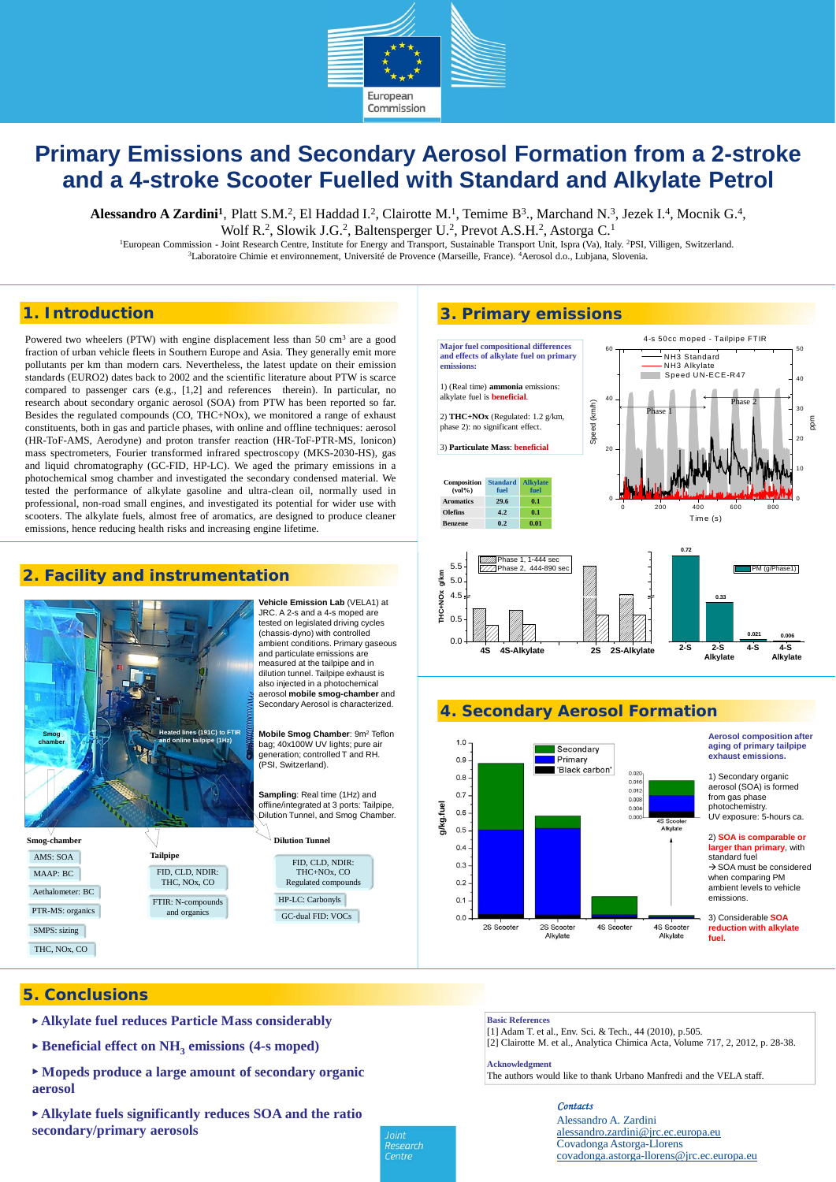# Primary Emissions and Secondary Aerosol Formation from a 2-stroke and a 4-stroke Scooter Fuelled with Standard and Alkylate Petrol

**Alessandro A Zardini[1]**, Platt S.M.[2], El Haddad I.[2], Clairotte M.[1], Temime B[3]., Marchand N.[3], Jezek I.[4], Mocnik G.[4], Wolf R.[2], Slowik J.G.[2], Baltensperger U.[2], Prevot A.S.H.[2], Astorga C.[1]

[1]European Commission - Joint Research Centre, Institute for Energy and Transport, Sustainable Transport Unit, Ispra (Va), Italy. [2]PSI, Villigen, Switzerland. [3]Laboratoire Chimie et environnement, Université de Provence (Marseille, France). [4]Aerosol d.o.o., Lubjana, Slovenia.

## 1. Introduction

Powered two wheelers (PTW) with engine displacement less than 50 $cm^3$ are a good fraction of urban vehicle fleets in Southern Europe and Asia. They generally emit more pollutants per km than modern cars. Nevertheless, the latest update on their emission standards (EURO2) dates back to 2002 and the scientific literature about PTW is scarce compared to passenger cars (e.g., [1,2] and references therein). In particular, no research about secondary organic aerosol (SOA) from PTW has been reported so far. Besides the regulated compounds (CO, THC+NOx), we monitored a range of exhaust constituents, both in gas and particle phases, with online and offline techniques: aerosol (HR-ToF-AMS, Aerodyne) and proton transfer reaction (HR-ToF-PTR-MS, Ionicon) mass spectrometers, Fourier transformed infrared spectroscopy (MKS-2030-HS), gas and liquid chromatography (GC-FID, HP-LC). We aged the primary emissions in a photochemical smog chamber and investigated the secondary condensed material. We tested the performance of alkylate gasoline and ultra-clean oil, normally used in professional, non-road small engines, and investigated its potential for wider use with scooters. The alkylate fuels, almost free of aromatics, are designed to produce cleaner emissions, hence reducing health risks and increasing engine lifetime.

## 2. Facility and instrumentation

Smog chamber

Heated lines (191C) to FTIR and online tailpipe (1Hz)

**Vehicle Emission Lab** (VELA1) at JRC. A 2-s and a 4-s moped are tested on legislated driving cycles (chassis-dyno) with controlled ambient conditions. Primary gaseous and particulate emissions are measured at the tailpipe and in dilution tunnel. Tailpipe exhaust is also injected in a photochemical aerosol **mobile smog-chamber** and Secondary Aerosol is characterized.

**Mobile Smog Chamber**: 9m$^2$ Teflon bag; 40x100W UV lights; pure air generation; controlled T and RH. (PSI, Switzerland).

**Sampling**: Real time (1Hz) and offline/integrated at 3 ports: Tailpipe, Dilution Tunnel, and Smog Chamber.

**Smog-chamber**
- AMS: SOA
- MAAP: BC
- Aethalometer: BC
- PTR-MS: organics
- SMPS: sizing
- THC, NOx, CO

**Tailpipe**
- FID, CLD, NDIR: THC, NOx, CO
- FTIR: N-compounds and organics

**Dilution Tunnel**
- FID, CLD, NDIR: THC+NOx, CO Regulated compounds
- HP-LC: Carbonyls
- GC-dual FID: VOCs

## 3. Primary emissions

**Major fuel compositional differences and effects of alkylate fuel on primary emissions:**

1) (Real time) **ammonia** emissions: alkylate fuel is **beneficial**.

2) **THC+NOx** (Regulated: 1.2 g/km, phase 2): no significant effect.

3) **Particulate Mass**: **beneficial**

| Composition (vol%) | Standard fuel | Alkylate fuel |
|---|---|---|
| Aromatics | 29.6 | 0.1 |
| Olefins | 4.2 | 0.1 |
| Benzene | 0.2 | 0.01 |

4-s 50cc moped - Tailpipe FTIR

NH3 Standard
NH3 Alkylate
Speed UN-ECE-R47

Phase 1
Phase 2

Speed (km/h)
ppm
Time (s)

Phase 1, 1-444 sec
Phase 2, 444-890 sec

THC+NOx g/km

4S 4S-Alkylate 2S 2S-Alkylate

PM (g/Phase1)

0.72 0.33 0.021 0.006

2-S
2-S Alkylate
4-S
4-S Alkylate

## 4. Secondary Aerosol Formation

Secondary
Primary
'Black carbon'

g/kg-fuel

2S Scooter
2S Scooter Alkylate
4S Scooter
4S Scooter Alkylate

**Aerosol composition after aging of primary tailpipe exhaust emissions.**

1) Secondary organic aerosol (SOA) is formed from gas phase photochemistry. UV exposure: 5-hours ca.

2) **SOA is comparable or larger than primary**, with standard fuel
→ SOA must be considered when comparing PM ambient levels to vehicle emissions.

3) Considerable **SOA reduction with alkylate fuel.**

## 5. Conclusions

- **Alkylate fuel reduces Particle Mass considerably**
- **Beneficial effect on $NH_3$ emissions (4-s moped)**
- **Mopeds produce a large amount of secondary organic aerosol**
- **Alkylate fuels significantly reduces SOA and the ratio secondary/primary aerosols**

**Basic References**
[1] Adam T. et al., Env. Sci. & Tech., 44 (2010), p.505.
[2] Clairotte M. et al., Analytica Chimica Acta, Volume 717, 2, 2012, p. 28-38.

**Acknowledgment**
The authors would like to thank Urbano Manfredi and the VELA staff.

*Contacts*
Alessandro A. Zardini
alessandro.zardini@jrc.ec.europa.eu
Covadonga Astorga-Llorens
covadonga.astorga-llorens@jrc.ec.europa.eu